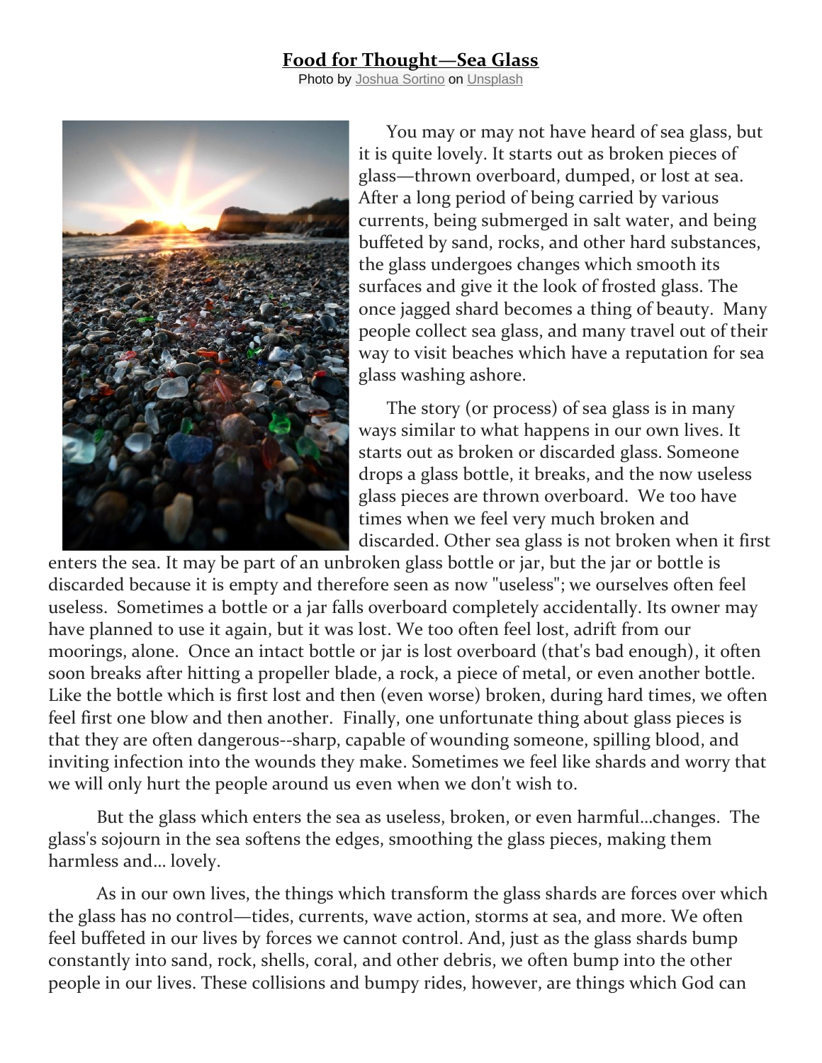# **Food for Thought—Sea Glass**

Photo by Joshua Sortino on Unsplash

You may or may not have heard of sea glass, but it is quite lovely. It starts out as broken pieces of glass—thrown overboard, dumped, or lost at sea. After a long period of being carried by various currents, being submerged in salt water, and being buffeted by sand, rocks, and other hard substances, the glass undergoes changes which smooth its surfaces and give it the look of frosted glass. The once jagged shard becomes a thing of beauty. Many people collect sea glass, and many travel out of their way to visit beaches which have a reputation for sea glass washing ashore.

The story (or process) of sea glass is in many ways similar to what happens in our own lives. It starts out as broken or discarded glass. Someone drops a glass bottle, it breaks, and the now useless glass pieces are thrown overboard. We too have times when we feel very much broken and discarded. Other sea glass is not broken when it first enters the sea. It may be part of an unbroken glass bottle or jar, but the jar or bottle is discarded because it is empty and therefore seen as now "useless"; we ourselves often feel useless. Sometimes a bottle or a jar falls overboard completely accidentally. Its owner may have planned to use it again, but it was lost. We too often feel lost, adrift from our moorings, alone. Once an intact bottle or jar is lost overboard (that's bad enough), it often soon breaks after hitting a propeller blade, a rock, a piece of metal, or even another bottle. Like the bottle which is first lost and then (even worse) broken, during hard times, we often feel first one blow and then another. Finally, one unfortunate thing about glass pieces is that they are often dangerous--sharp, capable of wounding someone, spilling blood, and inviting infection into the wounds they make. Sometimes we feel like shards and worry that we will only hurt the people around us even when we don't wish to.

But the glass which enters the sea as useless, broken, or even harmful...changes. The glass's sojourn in the sea softens the edges, smoothing the glass pieces, making them harmless and... lovely.

As in our own lives, the things which transform the glass shards are forces over which the glass has no control—tides, currents, wave action, storms at sea, and more. We often feel buffeted in our lives by forces we cannot control. And, just as the glass shards bump constantly into sand, rock, shells, coral, and other debris, we often bump into the other people in our lives. These collisions and bumpy rides, however, are things which God can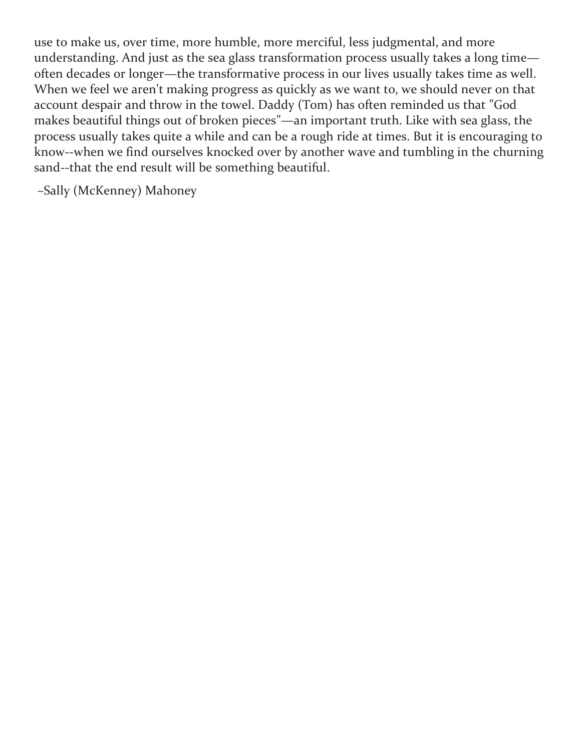use to make us, over time, more humble, more merciful, less judgmental, and more understanding. And just as the sea glass transformation process usually takes a long time—often decades or longer—the transformative process in our lives usually takes time as well. When we feel we aren't making progress as quickly as we want to, we should never on that account despair and throw in the towel. Daddy (Tom) has often reminded us that "God makes beautiful things out of broken pieces"—an important truth. Like with sea glass, the process usually takes quite a while and can be a rough ride at times. But it is encouraging to know--when we find ourselves knocked over by another wave and tumbling in the churning sand--that the end result will be something beautiful.

–Sally (McKenney) Mahoney